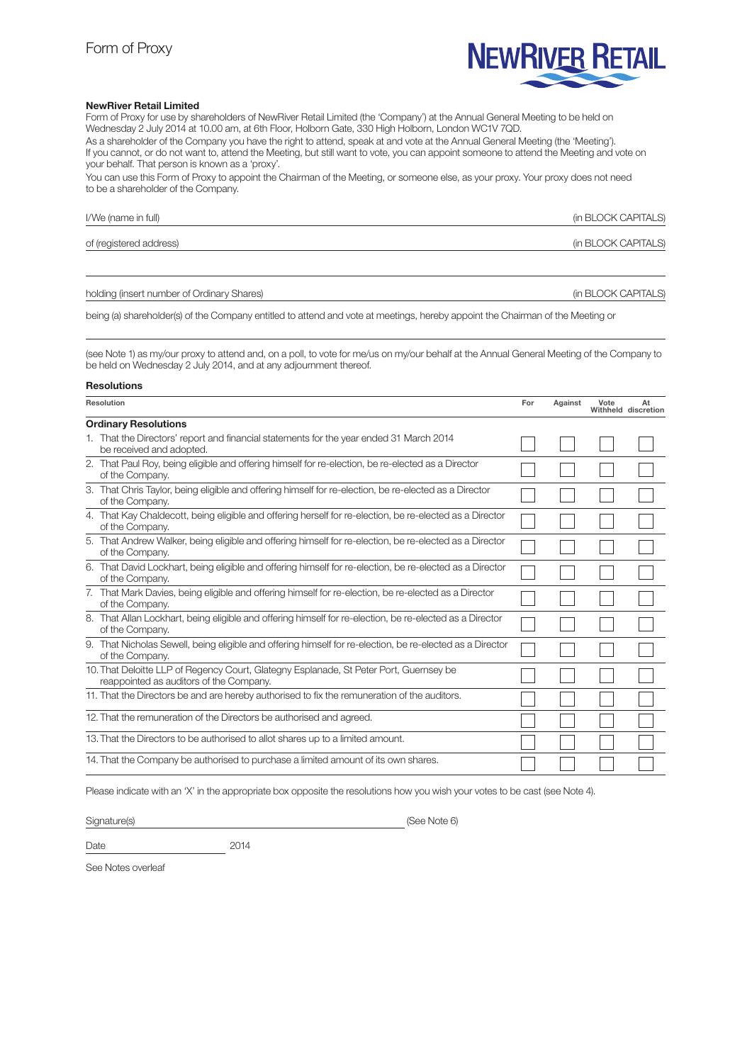# Form of Proxy

**NewRiver Retail Limited**

Form of Proxy for use by shareholders of NewRiver Retail Limited (the 'Company') at the Annual General Meeting to be held on Wednesday 2 July 2014 at 10.00 am, at 6th Floor, Holborn Gate, 330 High Holborn, London WC1V 7QD.

As a shareholder of the Company you have the right to attend, speak at and vote at the Annual General Meeting (the 'Meeting'). If you cannot, or do not want to, attend the Meeting, but still want to vote, you can appoint someone to attend the Meeting and vote on your behalf. That person is known as a 'proxy'.

You can use this Form of Proxy to appoint the Chairman of the Meeting, or someone else, as your proxy. Your proxy does not need to be a shareholder of the Company.

I/We (name in full) ______________________________ (in BLOCK CAPITALS)

of (registered address) ______________________________ (in BLOCK CAPITALS)

______________________________

holding (insert number of Ordinary Shares) ______________________________ (in BLOCK CAPITALS)

being (a) shareholder(s) of the Company entitled to attend and vote at meetings, hereby appoint the Chairman of the Meeting or

______________________________

(see Note 1) as my/our proxy to attend and, on a poll, to vote for me/us on my/our behalf at the Annual General Meeting of the Company to be held on Wednesday 2 July 2014, and at any adjournment thereof.

**Resolutions**

| Resolution | For | Against | Vote Withheld | At discretion |
|---|---|---|---|---|
| **Ordinary Resolutions** | | | | |
| 1. That the Directors' report and financial statements for the year ended 31 March 2014 be received and adopted. | ☐ | ☐ | ☐ | ☐ |
| 2. That Paul Roy, being eligible and offering himself for re-election, be re-elected as a Director of the Company. | ☐ | ☐ | ☐ | ☐ |
| 3. That Chris Taylor, being eligible and offering himself for re-election, be re-elected as a Director of the Company. | ☐ | ☐ | ☐ | ☐ |
| 4. That Kay Chaldecott, being eligible and offering herself for re-election, be re-elected as a Director of the Company. | ☐ | ☐ | ☐ | ☐ |
| 5. That Andrew Walker, being eligible and offering himself for re-election, be re-elected as a Director of the Company. | ☐ | ☐ | ☐ | ☐ |
| 6. That David Lockhart, being eligible and offering himself for re-election, be re-elected as a Director of the Company. | ☐ | ☐ | ☐ | ☐ |
| 7. That Mark Davies, being eligible and offering himself for re-election, be re-elected as a Director of the Company. | ☐ | ☐ | ☐ | ☐ |
| 8. That Allan Lockhart, being eligible and offering himself for re-election, be re-elected as a Director of the Company. | ☐ | ☐ | ☐ | ☐ |
| 9. That Nicholas Sewell, being eligible and offering himself for re-election, be re-elected as a Director of the Company. | ☐ | ☐ | ☐ | ☐ |
| 10. That Deloitte LLP of Regency Court, Glategny Esplanade, St Peter Port, Guernsey be reappointed as auditors of the Company. | ☐ | ☐ | ☐ | ☐ |
| 11. That the Directors be and are hereby authorised to fix the remuneration of the auditors. | ☐ | ☐ | ☐ | ☐ |
| 12. That the remuneration of the Directors be authorised and agreed. | ☐ | ☐ | ☐ | ☐ |
| 13. That the Directors to be authorised to allot shares up to a limited amount. | ☐ | ☐ | ☐ | ☐ |
| 14. That the Company be authorised to purchase a limited amount of its own shares. | ☐ | ☐ | ☐ | ☐ |

Please indicate with an 'X' in the appropriate box opposite the resolutions how you wish your votes to be cast (see Note 4).

Signature(s) ______________________________ (See Note 6)

Date ______________ 2014

See Notes overleaf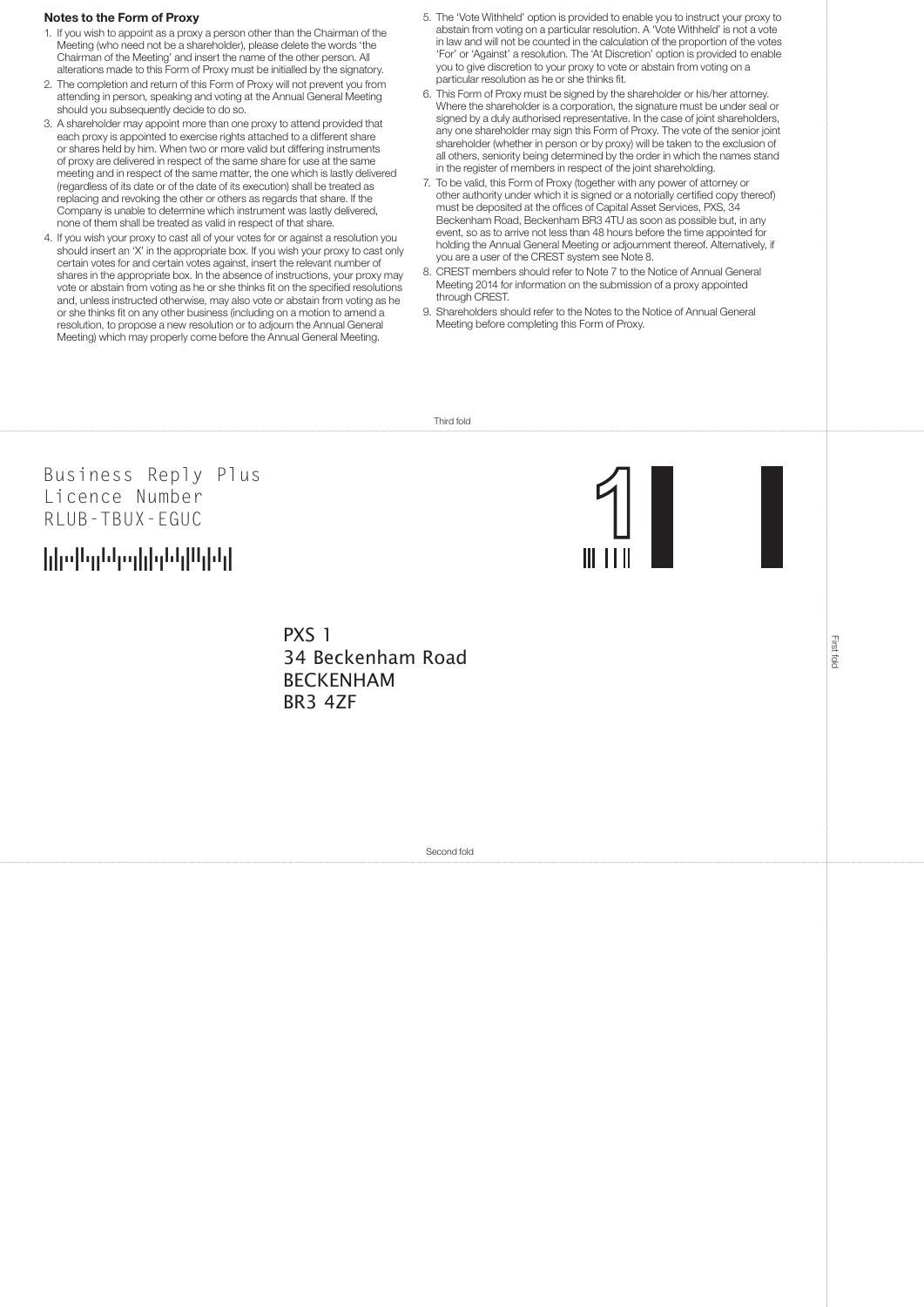**Notes to the Form of Proxy**

1. If you wish to appoint as a proxy a person other than the Chairman of the Meeting (who need not be a shareholder), please delete the words 'the Chairman of the Meeting' and insert the name of the other person. All alterations made to this Form of Proxy must be initialled by the signatory.
2. The completion and return of this Form of Proxy will not prevent you from attending in person, speaking and voting at the Annual General Meeting should you subsequently decide to do so.
3. A shareholder may appoint more than one proxy to attend provided that each proxy is appointed to exercise rights attached to a different share or shares held by him. When two or more valid but differing instruments of proxy are delivered in respect of the same share for use at the same meeting and in respect of the same matter, the one which is lastly delivered (regardless of its date or of the date of its execution) shall be treated as replacing and revoking the other or others as regards that share. If the Company is unable to determine which instrument was lastly delivered, none of them shall be treated as valid in respect of that share.
4. If you wish your proxy to cast all of your votes for or against a resolution you should insert an 'X' in the appropriate box. If you wish your proxy to cast only certain votes for and certain votes against, insert the relevant number of shares in the appropriate box. In the absence of instructions, your proxy may vote or abstain from voting as he or she thinks fit on the specified resolutions and, unless instructed otherwise, may also vote or abstain from voting as he or she thinks fit on any other business (including on a motion to amend a resolution, to propose a new resolution or to adjourn the Annual General Meeting) which may properly come before the Annual General Meeting.
5. The 'Vote Withheld' option is provided to enable you to instruct your proxy to abstain from voting on a particular resolution. A 'Vote Withheld' is not a vote in law and will not be counted in the calculation of the proportion of the votes 'For' or 'Against' a resolution. The 'At Discretion' option is provided to enable you to give discretion to your proxy to vote or abstain from voting on a particular resolution as he or she thinks fit.
6. This Form of Proxy must be signed by the shareholder or his/her attorney. Where the shareholder is a corporation, the signature must be under seal or signed by a duly authorised representative. In the case of joint shareholders, any one shareholder may sign this Form of Proxy. The vote of the senior joint shareholder (whether in person or by proxy) will be taken to the exclusion of all others, seniority being determined by the order in which the names stand in the register of members in respect of the joint shareholding.
7. To be valid, this Form of Proxy (together with any power of attorney or other authority under which it is signed or a notorially certified copy thereof) must be deposited at the offices of Capital Asset Services, PXS, 34 Beckenham Road, Beckenham BR3 4TU as soon as possible but, in any event, so as to arrive not less than 48 hours before the time appointed for holding the Annual General Meeting or adjournment thereof. Alternatively, if you are a user of the CREST system see Note 8.
8. CREST members should refer to Note 7 to the Notice of Annual General Meeting 2014 for information on the submission of a proxy appointed through CREST.
9. Shareholders should refer to the Notes to the Notice of Annual General Meeting before completing this Form of Proxy.

Third fold

Business Reply Plus
Licence Number
RLUB-TBUX-EGUC

1

PXS 1
34 Beckenham Road
BECKENHAM
BR3 4ZF

Second fold

First fold